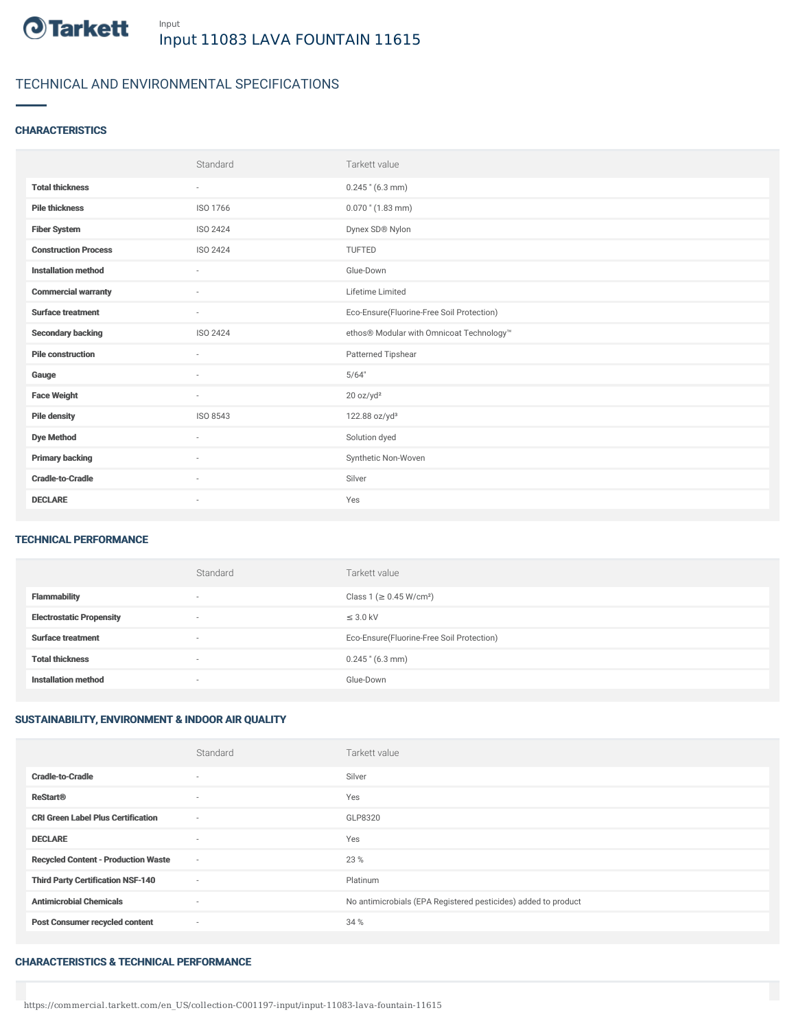Input

# Input 11083 LAVA FOUNTAIN 11615

## TECHNICAL AND ENVIRONMENTAL SPECIFICATIONS

### CHARACTERISTICS

| | Standard | Tarkett value |
|---|---|---|
| **Total thickness** | - | 0.245 " (6.3 mm) |
| **Pile thickness** | ISO 1766 | 0.070 " (1.83 mm) |
| **Fiber System** | ISO 2424 | Dynex SD® Nylon |
| **Construction Process** | ISO 2424 | TUFTED |
| **Installation method** | - | Glue-Down |
| **Commercial warranty** | - | Lifetime Limited |
| **Surface treatment** | - | Eco-Ensure(Fluorine-Free Soil Protection) |
| **Secondary backing** | ISO 2424 | ethos® Modular with Omnicoat Technology™ |
| **Pile construction** | - | Patterned Tipshear |
| **Gauge** | - | 5/64" |
| **Face Weight** | - | 20 oz/yd² |
| **Pile density** | ISO 8543 | 122.88 oz/yd³ |
| **Dye Method** | - | Solution dyed |
| **Primary backing** | - | Synthetic Non-Woven |
| **Cradle-to-Cradle** | - | Silver |
| **DECLARE** | - | Yes |

### TECHNICAL PERFORMANCE

| | Standard | Tarkett value |
|---|---|---|
| **Flammability** | - | Class 1 (≥ 0.45 W/cm²) |
| **Electrostatic Propensity** | - | ≤ 3.0 kV |
| **Surface treatment** | - | Eco-Ensure(Fluorine-Free Soil Protection) |
| **Total thickness** | - | 0.245 " (6.3 mm) |
| **Installation method** | - | Glue-Down |

### SUSTAINABILITY, ENVIRONMENT & INDOOR AIR QUALITY

| | Standard | Tarkett value |
|---|---|---|
| **Cradle-to-Cradle** | - | Silver |
| **ReStart®** | - | Yes |
| **CRI Green Label Plus Certification** | - | GLP8320 |
| **DECLARE** | - | Yes |
| **Recycled Content - Production Waste** | - | 23 % |
| **Third Party Certification NSF-140** | - | Platinum |
| **Antimicrobial Chemicals** | - | No antimicrobials (EPA Registered pesticides) added to product |
| **Post Consumer recycled content** | - | 34 % |

### CHARACTERISTICS & TECHNICAL PERFORMANCE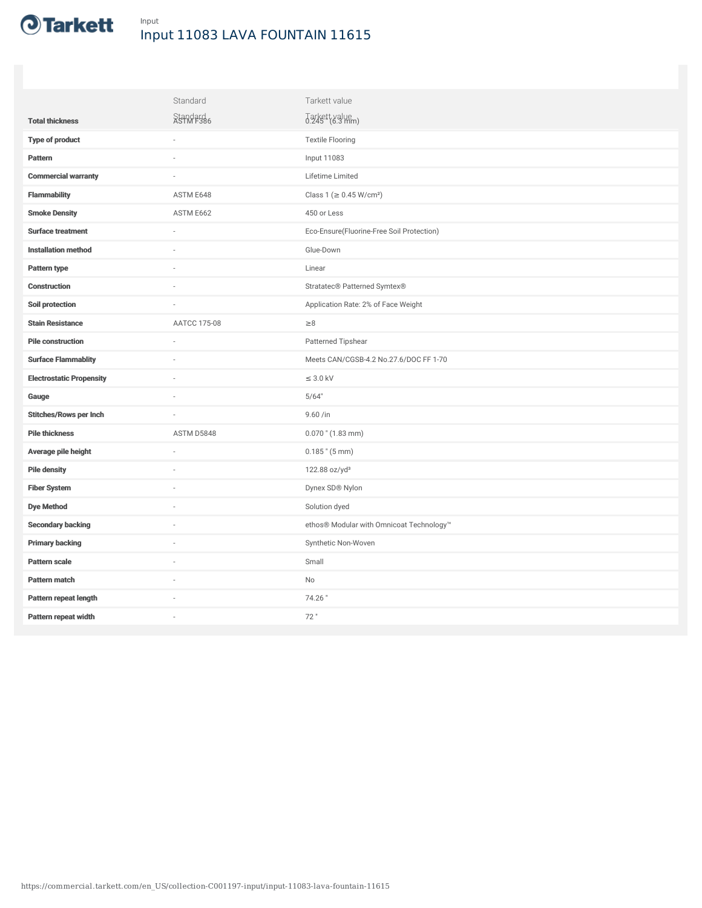Input

# Input 11083 LAVA FOUNTAIN 11615

| | Standard | Tarkett value |
|---|---|---|
| **Total thickness** | ASTM F386 | 0.245 " (6.3 mm) |
| **Type of product** | - | Textile Flooring |
| **Pattern** | - | Input 11083 |
| **Commercial warranty** | - | Lifetime Limited |
| **Flammability** | ASTM E648 | Class 1 (≥ 0.45 W/cm²) |
| **Smoke Density** | ASTM E662 | 450 or Less |
| **Surface treatment** | - | Eco-Ensure(Fluorine-Free Soil Protection) |
| **Installation method** | - | Glue-Down |
| **Pattern type** | - | Linear |
| **Construction** | - | Stratatec® Patterned Symtex® |
| **Soil protection** | - | Application Rate: 2% of Face Weight |
| **Stain Resistance** | AATCC 175-08 | ≥8 |
| **Pile construction** | - | Patterned Tipshear |
| **Surface Flammablity** | - | Meets CAN/CGSB-4.2 No.27.6/DOC FF 1-70 |
| **Electrostatic Propensity** | - | ≤ 3.0 kV |
| **Gauge** | - | 5/64" |
| **Stitches/Rows per Inch** | - | 9.60 /in |
| **Pile thickness** | ASTM D5848 | 0.070 " (1.83 mm) |
| **Average pile height** | - | 0.185 " (5 mm) |
| **Pile density** | - | 122.88 oz/yd³ |
| **Fiber System** | - | Dynex SD® Nylon |
| **Dye Method** | - | Solution dyed |
| **Secondary backing** | - | ethos® Modular with Omnicoat Technology™ |
| **Primary backing** | - | Synthetic Non-Woven |
| **Pattern scale** | - | Small |
| **Pattern match** | - | No |
| **Pattern repeat length** | - | 74.26 " |
| **Pattern repeat width** | - | 72 " |